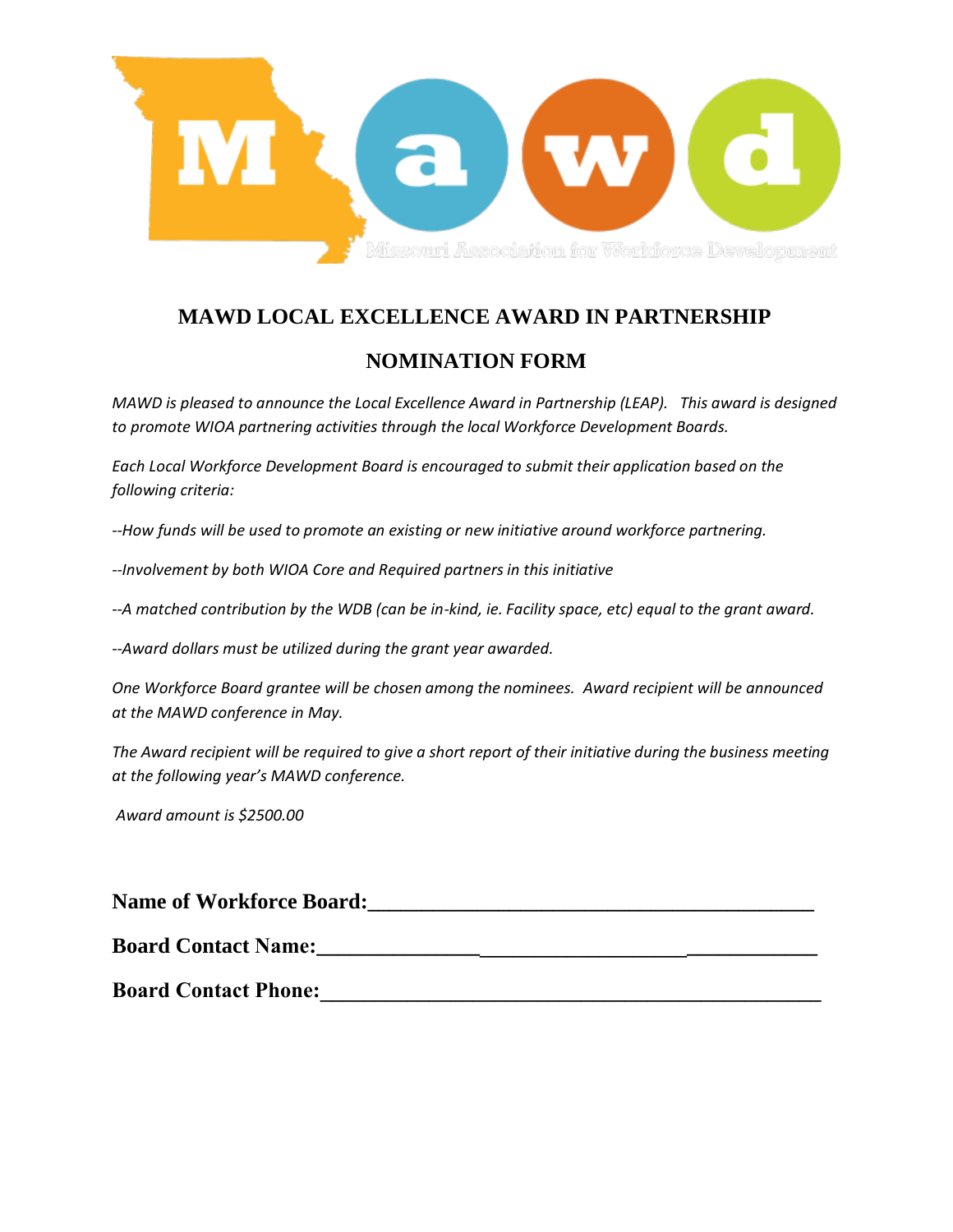# MAWD LOCAL EXCELLENCE AWARD IN PARTNERSHIP

## NOMINATION FORM

*MAWD is pleased to announce the Local Excellence Award in Partnership (LEAP). This award is designed to promote WIOA partnering activities through the local Workforce Development Boards.*

*Each Local Workforce Development Board is encouraged to submit their application based on the following criteria:*

*--How funds will be used to promote an existing or new initiative around workforce partnering.*

*--Involvement by both WIOA Core and Required partners in this initiative*

*--A matched contribution by the WDB (can be in-kind, ie. Facility space, etc) equal to the grant award.*

*--Award dollars must be utilized during the grant year awarded.*

*One Workforce Board grantee will be chosen among the nominees. Award recipient will be announced at the MAWD conference in May.*

*The Award recipient will be required to give a short report of their initiative during the business meeting at the following year's MAWD conference.*

*Award amount is $2500.00*

**Name of Workforce Board:**___________________________________________

**Board Contact Name:**_______________________________________________

**Board Contact Phone:**_______________________________________________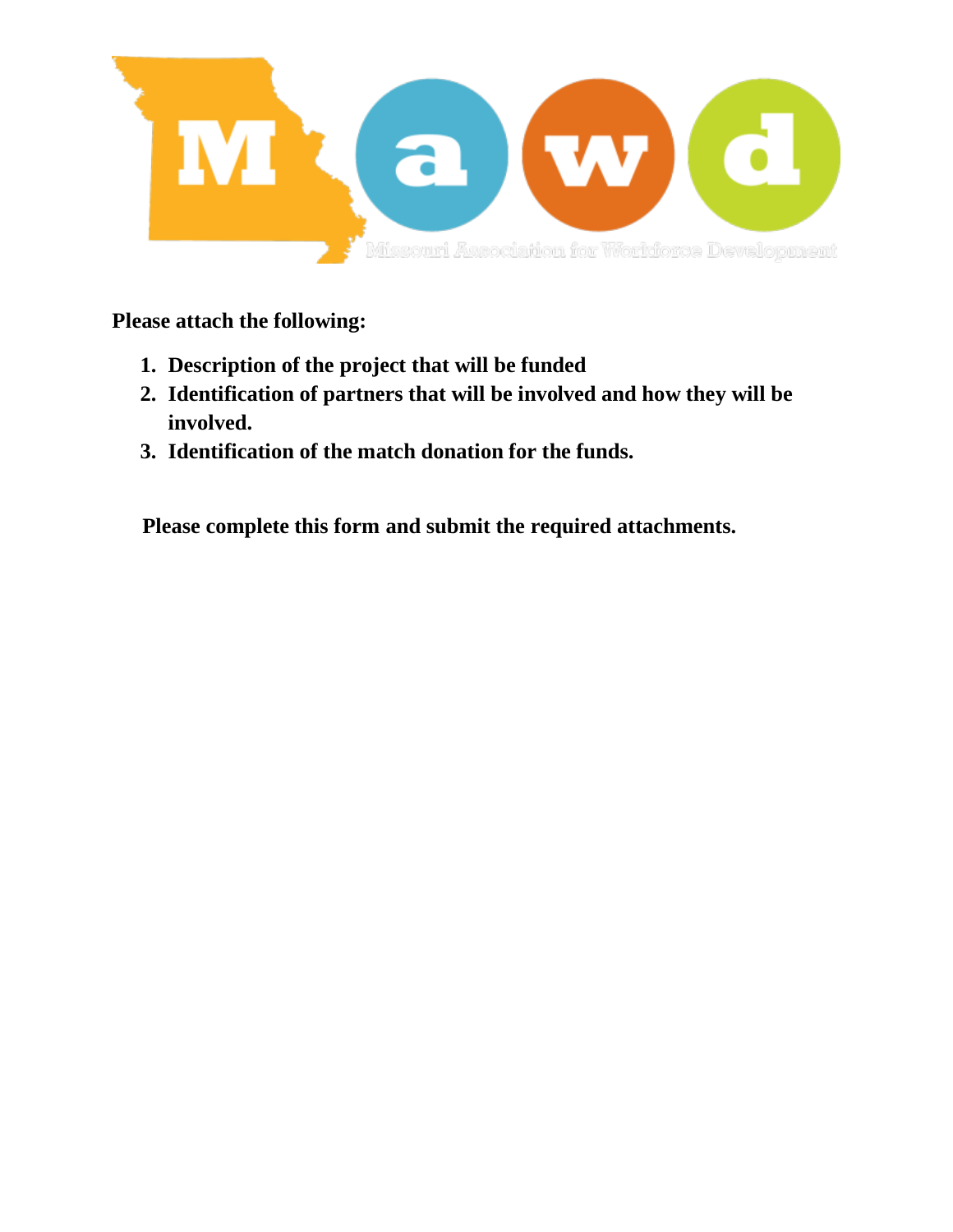**Please attach the following:**

1. **Description of the project that will be funded**
2. **Identification of partners that will be involved and how they will be involved.**
3. **Identification of the match donation for the funds.**

**Please complete this form and submit the required attachments.**